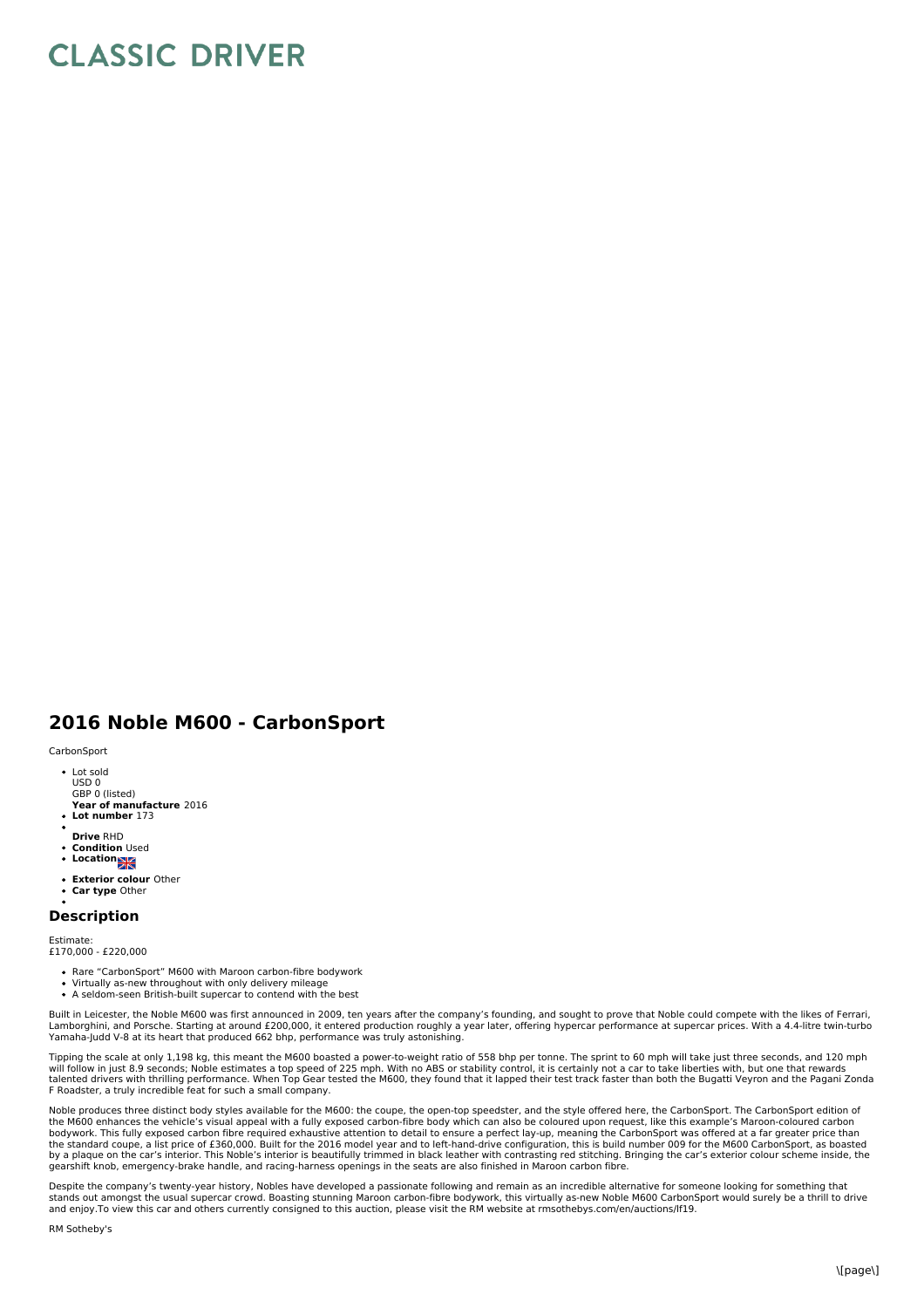# CLASSIC DRIVER

## 2016 Noble M600 - CarbonSport

CarbonSport

- Lot sold
  USD 0
  GBP 0 (listed)
  **Year of manufacture** 2016
- **Lot number** 173
- 
  **Drive** RHD
- **Condition** Used
- **Location**
- **Exterior colour** Other
- **Car type** Other
- 

### Description

Estimate:
£170,000 - £220,000

- Rare "CarbonSport" M600 with Maroon carbon-fibre bodywork
- Virtually as-new throughout with only delivery mileage
- A seldom-seen British-built supercar to contend with the best

Built in Leicester, the Noble M600 was first announced in 2009, ten years after the company's founding, and sought to prove that Noble could compete with the likes of Ferrari, Lamborghini, and Porsche. Starting at around £200,000, it entered production roughly a year later, offering hypercar performance at supercar prices. With a 4.4-litre twin-turbo Yamaha-Judd V-8 at its heart that produced 662 bhp, performance was truly astonishing.

Tipping the scale at only 1,198 kg, this meant the M600 boasted a power-to-weight ratio of 558 bhp per tonne. The sprint to 60 mph will take just three seconds, and 120 mph will follow in just 8.9 seconds; Noble estimates a top speed of 225 mph. With no ABS or stability control, it is certainly not a car to take liberties with, but one that rewards talented drivers with thrilling performance. When Top Gear tested the M600, they found that it lapped their test track faster than both the Bugatti Veyron and the Pagani Zonda F Roadster, a truly incredible feat for such a small company.

Noble produces three distinct body styles available for the M600: the coupe, the open-top speedster, and the style offered here, the CarbonSport. The CarbonSport edition of the M600 enhances the vehicle's visual appeal with a fully exposed carbon-fibre body which can also be coloured upon request, like this example's Maroon-coloured carbon bodywork. This fully exposed carbon fibre required exhaustive attention to detail to ensure a perfect lay-up, meaning the CarbonSport was offered at a far greater price than the standard coupe, a list price of £360,000. Built for the 2016 model year and to left-hand-drive configuration, this is build number 009 for the M600 CarbonSport, as boasted by a plaque on the car's interior. This Noble's interior is beautifully trimmed in black leather with contrasting red stitching. Bringing the car's exterior colour scheme inside, the gearshift knob, emergency-brake handle, and racing-harness openings in the seats are also finished in Maroon carbon fibre.

Despite the company's twenty-year history, Nobles have developed a passionate following and remain as an incredible alternative for someone looking for something that stands out amongst the usual supercar crowd. Boasting stunning Maroon carbon-fibre bodywork, this virtually as-new Noble M600 CarbonSport would surely be a thrill to drive and enjoy.To view this car and others currently consigned to this auction, please visit the RM website at rmsothebys.com/en/auctions/lf19.

RM Sotheby's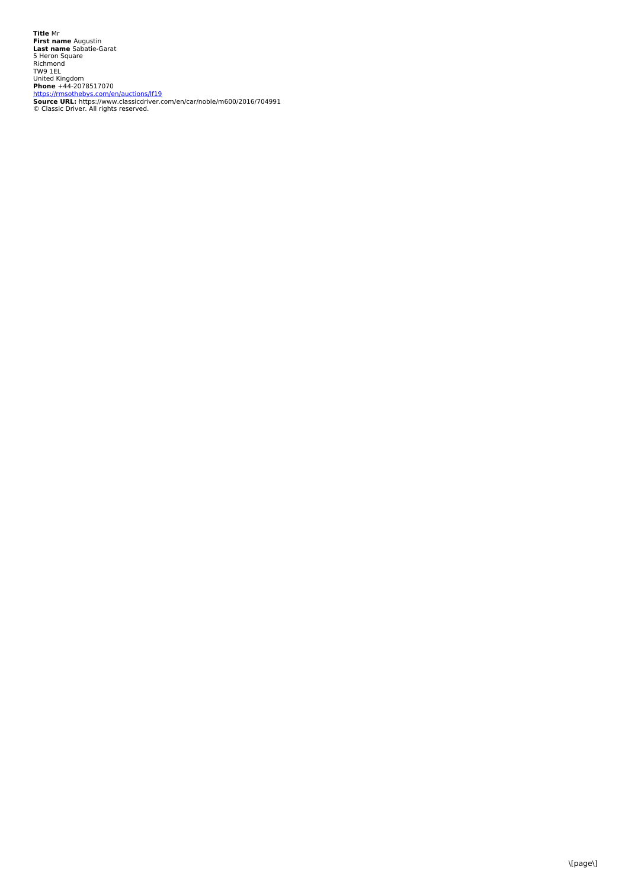**Title** Mr
**First name** Augustin
**Last name** Sabatie-Garat
5 Heron Square
Richmond
TW9 1EL
United Kingdom
**Phone** +44-2078517070
https://rmsothebys.com/en/auctions/lf19
**Source URL:** https://www.classicdriver.com/en/car/noble/m600/2016/704991
© Classic Driver. All rights reserved.